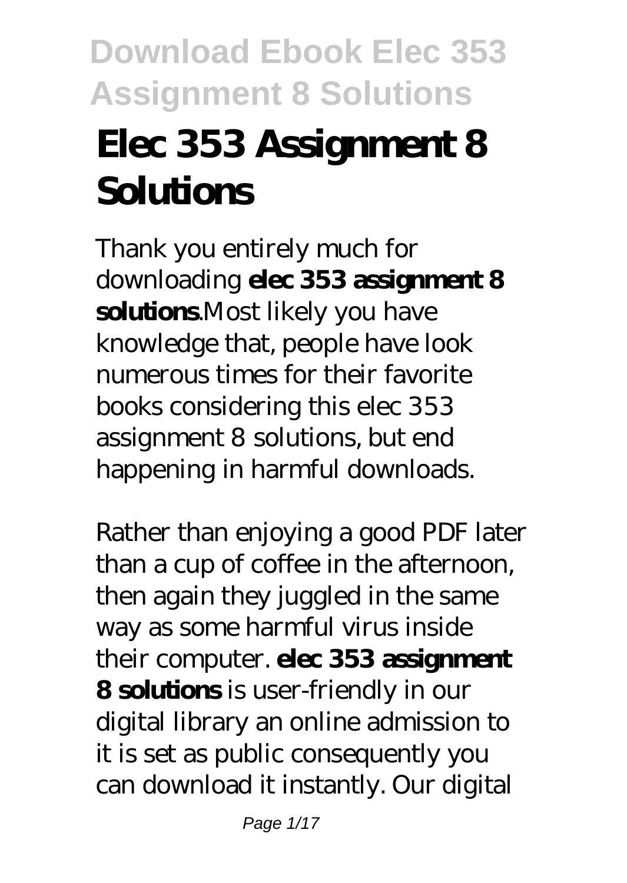# Elec 353 Assignment 8 Solutions

Thank you entirely much for downloading **elec 353 assignment 8 solutions**.Most likely you have knowledge that, people have look numerous times for their favorite books considering this elec 353 assignment 8 solutions, but end happening in harmful downloads.

Rather than enjoying a good PDF later than a cup of coffee in the afternoon, then again they juggled in the same way as some harmful virus inside their computer. **elec 353 assignment 8 solutions** is user-friendly in our digital library an online admission to it is set as public consequently you can download it instantly. Our digital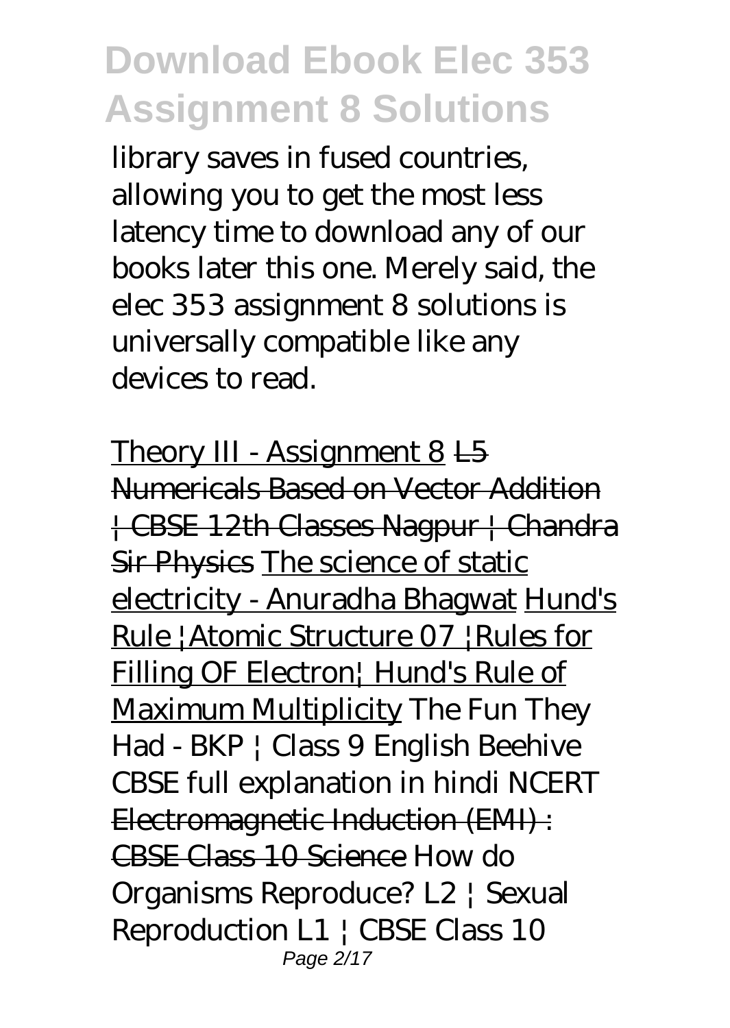library saves in fused countries, allowing you to get the most less latency time to download any of our books later this one. Merely said, the elec 353 assignment 8 solutions is universally compatible like any devices to read.

Theory III - Assignment 8 L5 Numericals Based on Vector Addition | CBSE 12th Classes Nagpur | Chandra Sir Physics The science of static electricity - Anuradha Bhagwat Hund's Rule |Atomic Structure 07 |Rules for Filling OF Electron| Hund's Rule of Maximum Multiplicity *The Fun They Had - BKP | Class 9 English Beehive CBSE full explanation in hindi NCERT* Electromagnetic Induction (EMI) : CBSE Class 10 Science *How do Organisms Reproduce? L2 | Sexual Reproduction L1 | CBSE Class 10*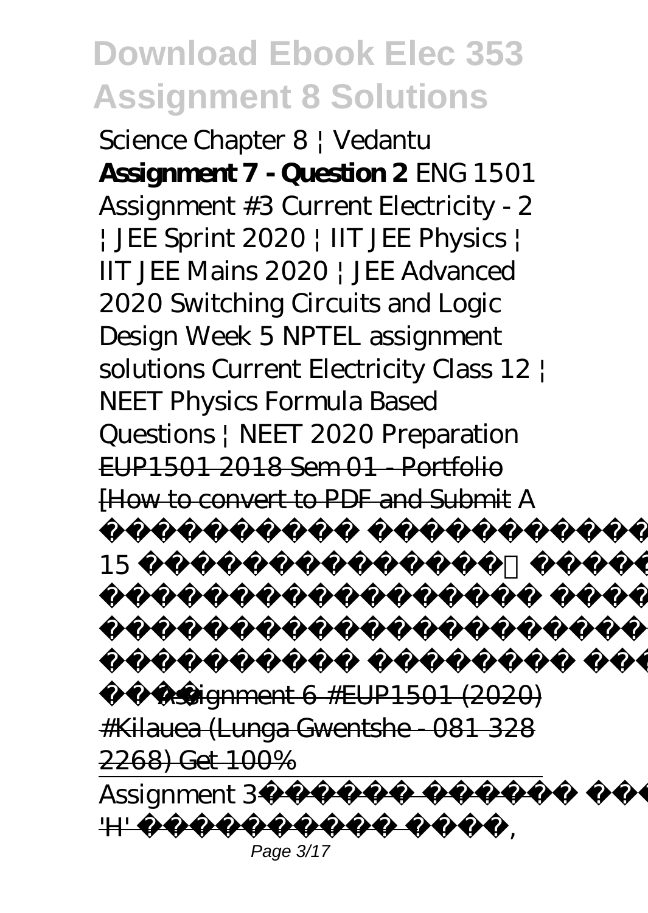*Science Chapter 8 | Vedantu* **Assignment 7 - Question 2** *ENG 1501 Assignment #3 Current Electricity - 2 | JEE Sprint 2020 | IIT JEE Physics | IIT JEE Mains 2020 | JEE Advanced 2020 Switching Circuits and Logic Design Week 5 NPTEL assignment solutions Current Electricity Class 12 | NEET Physics Formula Based Questions | NEET 2020 Preparation* ~~EUP1501 2018 Sem 01 - Portfolio [How to convert to PDF and Submit~~ *A*

*15*

~~Assignment 6 #EUP1501 (2020) #Kilauea (Lunga Gwentshe - 081 328 2268) Get 100%~~

Assignment 3~~'H' ,~~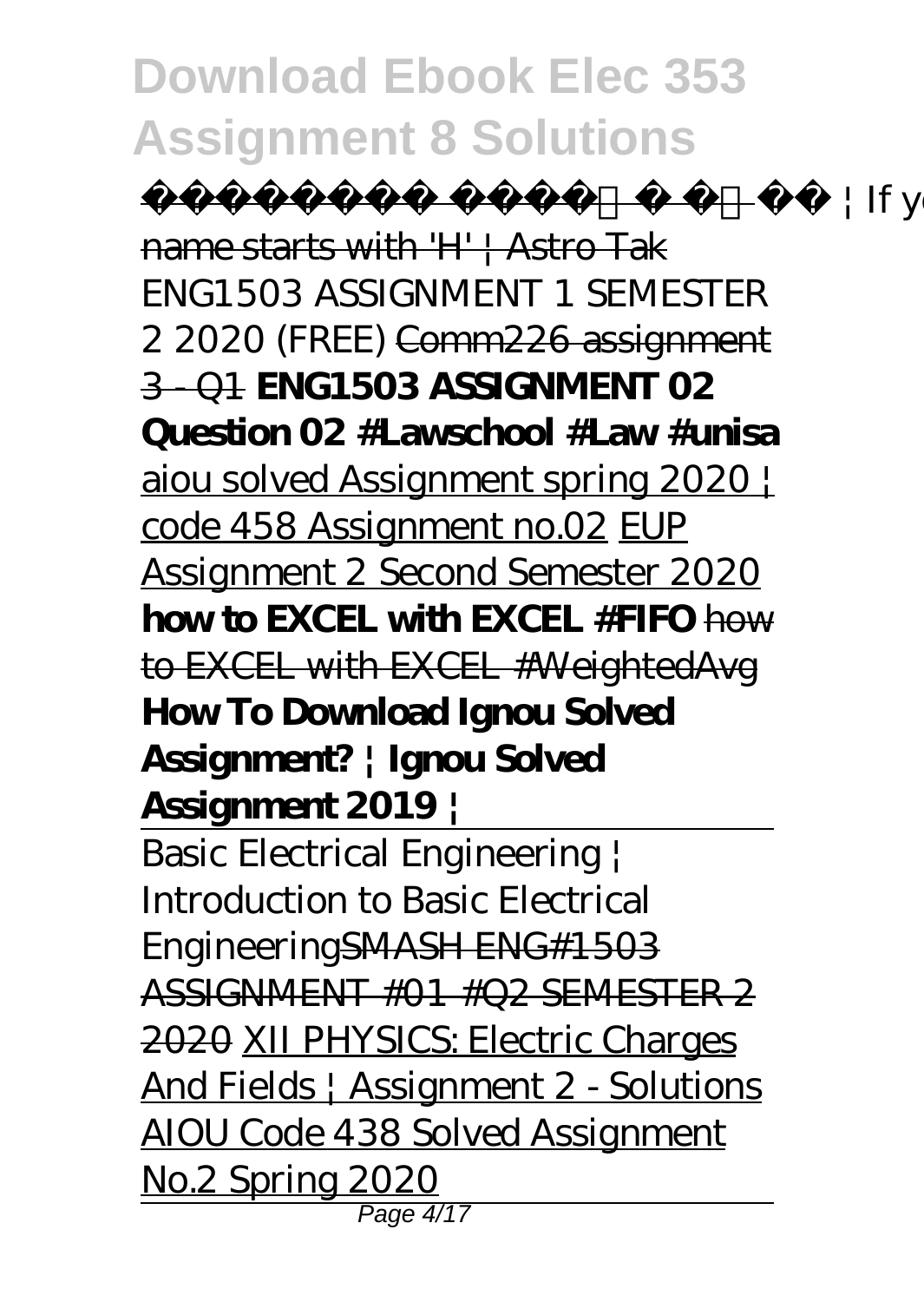## Download Ebook Elec 353 Assignment 8 Solutions

| If your name starts with 'H' | Astro Tak

*ENG1503 ASSIGNMENT 1 SEMESTER 2 2020 (FREE)* Comm226 assignment 3 - Q1 **ENG1503 ASSIGNMENT 02 Question 02 #Lawschool #Law #unisa** aiou solved Assignment spring 2020 | code 458 Assignment no.02 EUP Assignment 2 Second Semester 2020 **how to EXCEL with EXCEL #FIFO** how to EXCEL with EXCEL #WeightedAvg **How To Download Ignou Solved Assignment? | Ignou Solved Assignment 2019 |**

Basic Electrical Engineering | Introduction to Basic Electrical EngineeringSMASH ENG#1503 ASSIGNMENT #01 #Q2 SEMESTER 2 2020 XII PHYSICS: Electric Charges And Fields | Assignment 2 - Solutions AIOU Code 438 Solved Assignment No.2 Spring 2020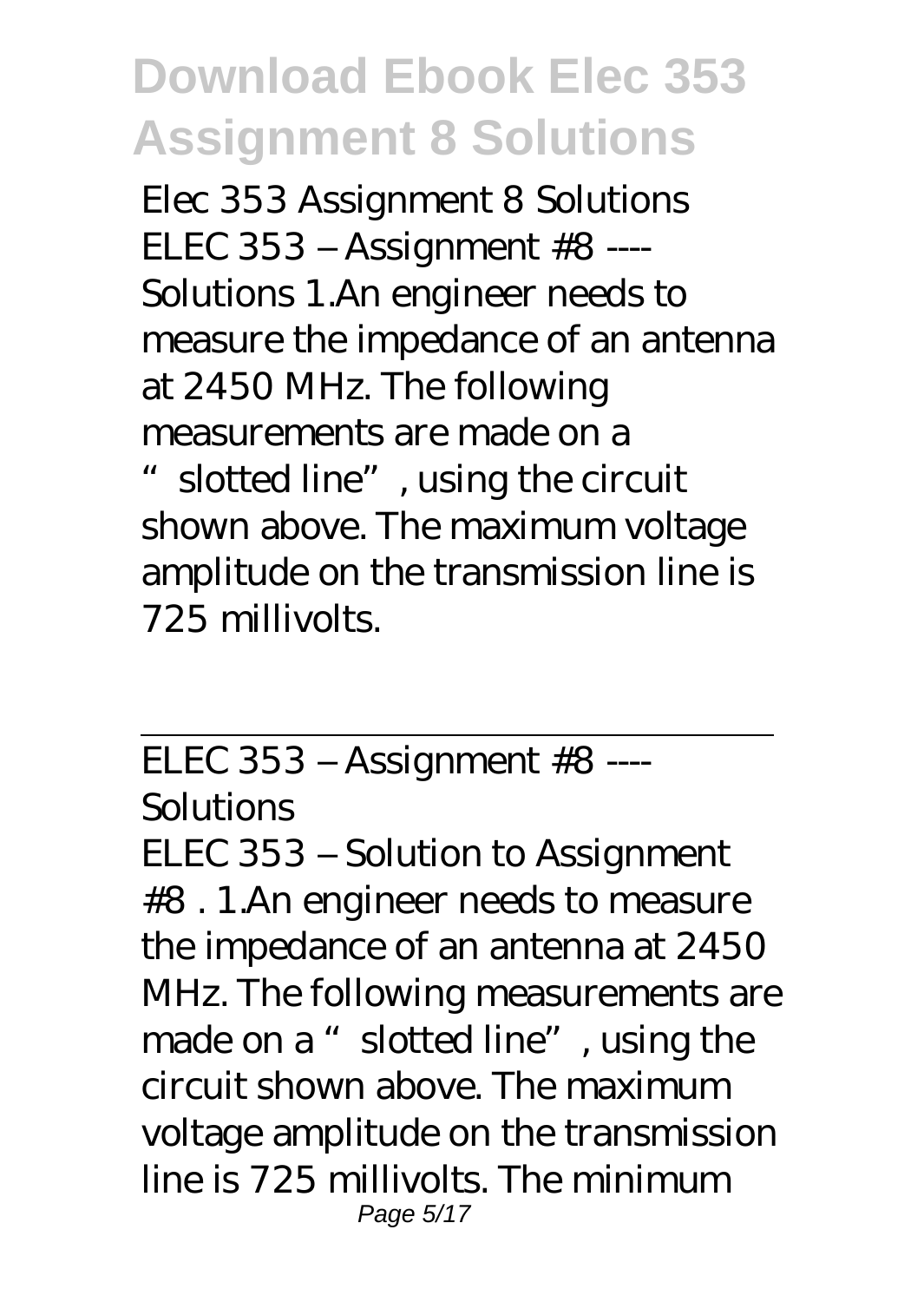Elec 353 Assignment 8 Solutions ELEC 353 – Assignment #8 ---- Solutions 1.An engineer needs to measure the impedance of an antenna at 2450 MHz. The following measurements are made on a "slotted line", using the circuit shown above. The maximum voltage amplitude on the transmission line is 725 millivolts.

---

ELEC 353 – Assignment #8 ---- Solutions

ELEC 353 – Solution to Assignment #8 . 1.An engineer needs to measure the impedance of an antenna at 2450 MHz. The following measurements are made on a "slotted line", using the circuit shown above. The maximum voltage amplitude on the transmission line is 725 millivolts. The minimum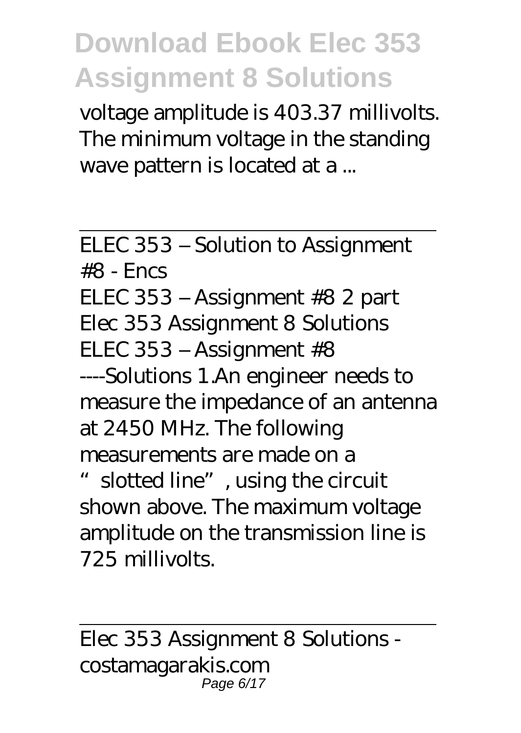voltage amplitude is 403.37 millivolts. The minimum voltage in the standing wave pattern is located at a ...

---

ELEC 353 – Solution to Assignment #8 - Encs

ELEC 353 – Assignment #8 2 part Elec 353 Assignment 8 Solutions ELEC 353 – Assignment #8 ----Solutions 1.An engineer needs to measure the impedance of an antenna at 2450 MHz. The following measurements are made on a "slotted line", using the circuit shown above. The maximum voltage amplitude on the transmission line is 725 millivolts.

---

Elec 353 Assignment 8 Solutions - costamagarakis.com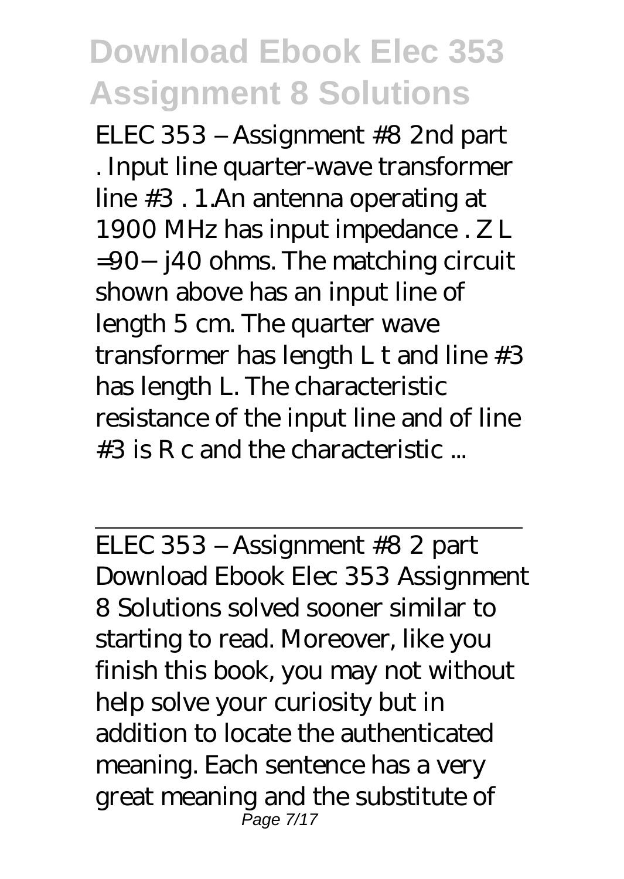ELEC 353 – Assignment #8 2nd part . Input line quarter-wave transformer line #3 . 1.An antenna operating at 1900 MHz has input impedance . $Z_L = 90 - j40$ ohms. The matching circuit shown above has an input line of length 5 cm. The quarter wave transformer has length $L_t$ and line #3 has length L. The characteristic resistance of the input line and of line #3 is $R_c$ and the characteristic ...

---

ELEC 353 – Assignment #8 2 part

Download Ebook Elec 353 Assignment 8 Solutions solved sooner similar to starting to read. Moreover, like you finish this book, you may not without help solve your curiosity but in addition to locate the authenticated meaning. Each sentence has a very great meaning and the substitute of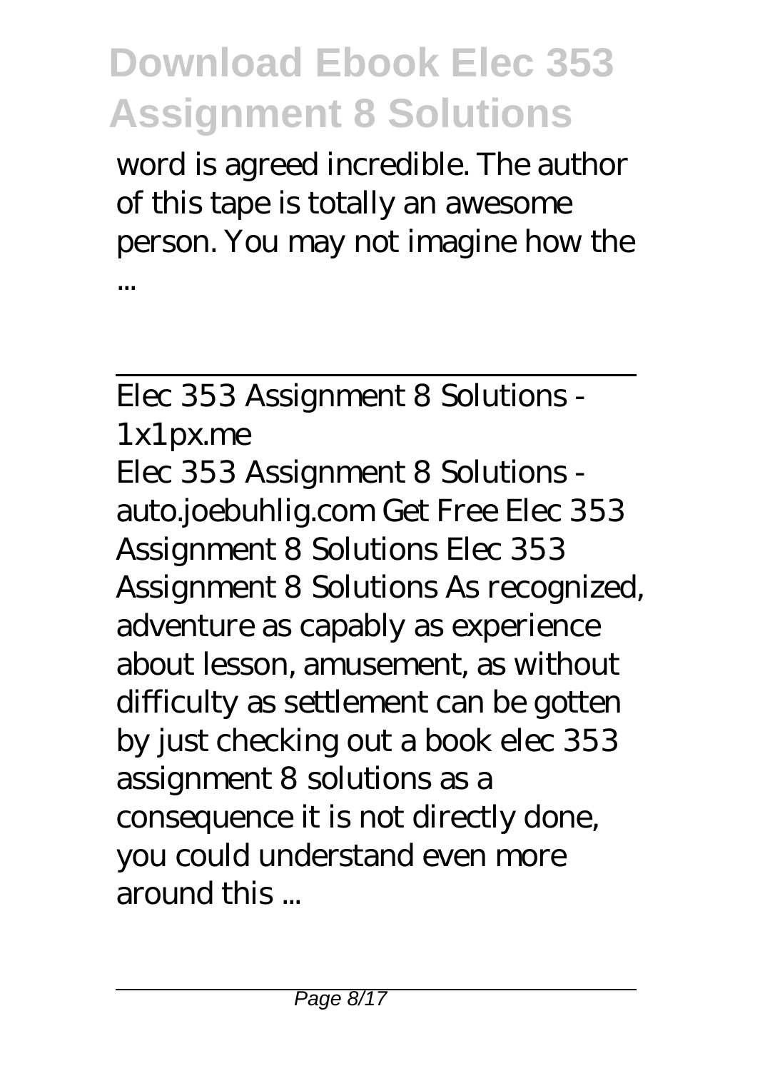word is agreed incredible. The author of this tape is totally an awesome person. You may not imagine how the ...

---

Elec 353 Assignment 8 Solutions - 1x1px.me

Elec 353 Assignment 8 Solutions - auto.joebuhlig.com Get Free Elec 353 Assignment 8 Solutions Elec 353 Assignment 8 Solutions As recognized, adventure as capably as experience about lesson, amusement, as without difficulty as settlement can be gotten by just checking out a book elec 353 assignment 8 solutions as a consequence it is not directly done, you could understand even more around this ...

---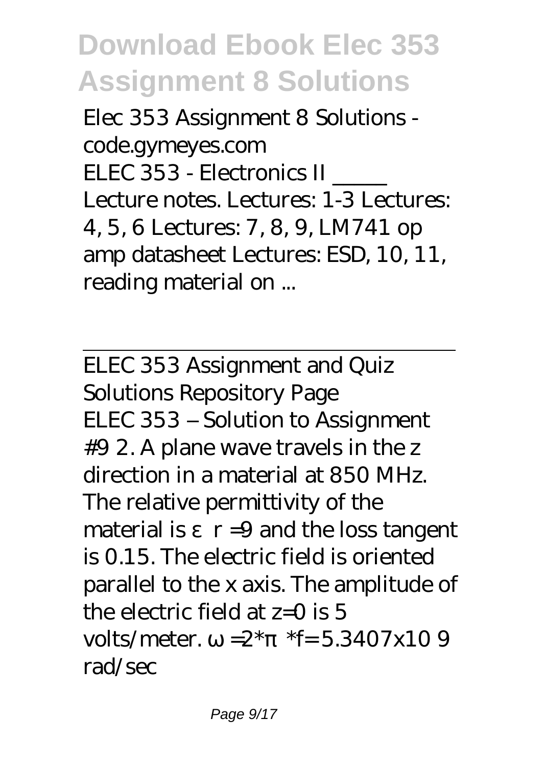Elec 353 Assignment 8 Solutions - code.gymeyes.com
ELEC 353 - Electronics II _____
Lecture notes. Lectures: 1-3 Lectures: 4, 5, 6 Lectures: 7, 8, 9, LM741 op amp datasheet Lectures: ESD, 10, 11, reading material on ...

ELEC 353 Assignment and Quiz Solutions Repository Page
ELEC 353 – Solution to Assignment #9 2. A plane wave travels in the z direction in a material at 850 MHz. The relative permittivity of the material is $\varepsilon_r = 9$ and the loss tangent is 0.15. The electric field is oriented parallel to the x axis. The amplitude of the electric field at z=0 is 5 volts/meter. $\omega = 2*\pi*f = 5.3407 \times 10^9$ rad/sec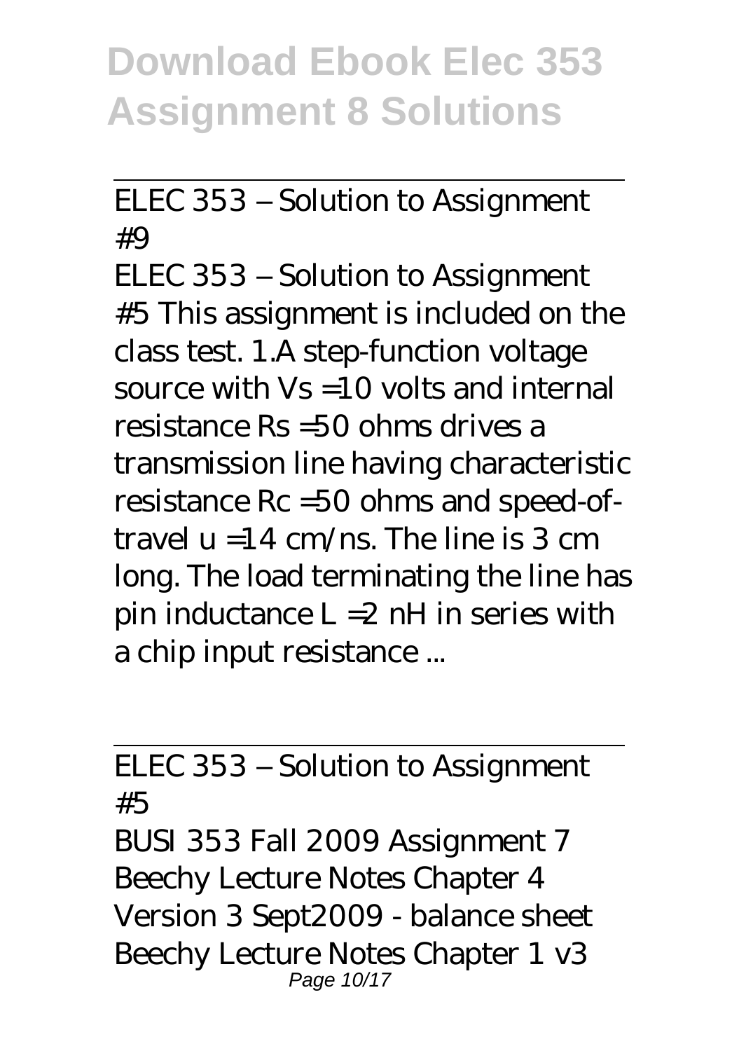ELEC 353 – Solution to Assignment #9

ELEC 353 – Solution to Assignment #5 This assignment is included on the class test. 1.A step-function voltage source with Vs =10 volts and internal resistance Rs =50 ohms drives a transmission line having characteristic resistance Rc =50 ohms and speed-of-travel u =14 cm/ns. The line is 3 cm long. The load terminating the line has pin inductance L =2 nH in series with a chip input resistance ...

ELEC 353 – Solution to Assignment #5

BUSI 353 Fall 2009 Assignment 7 Beechy Lecture Notes Chapter 4 Version 3 Sept2009 - balance sheet Beechy Lecture Notes Chapter 1 v3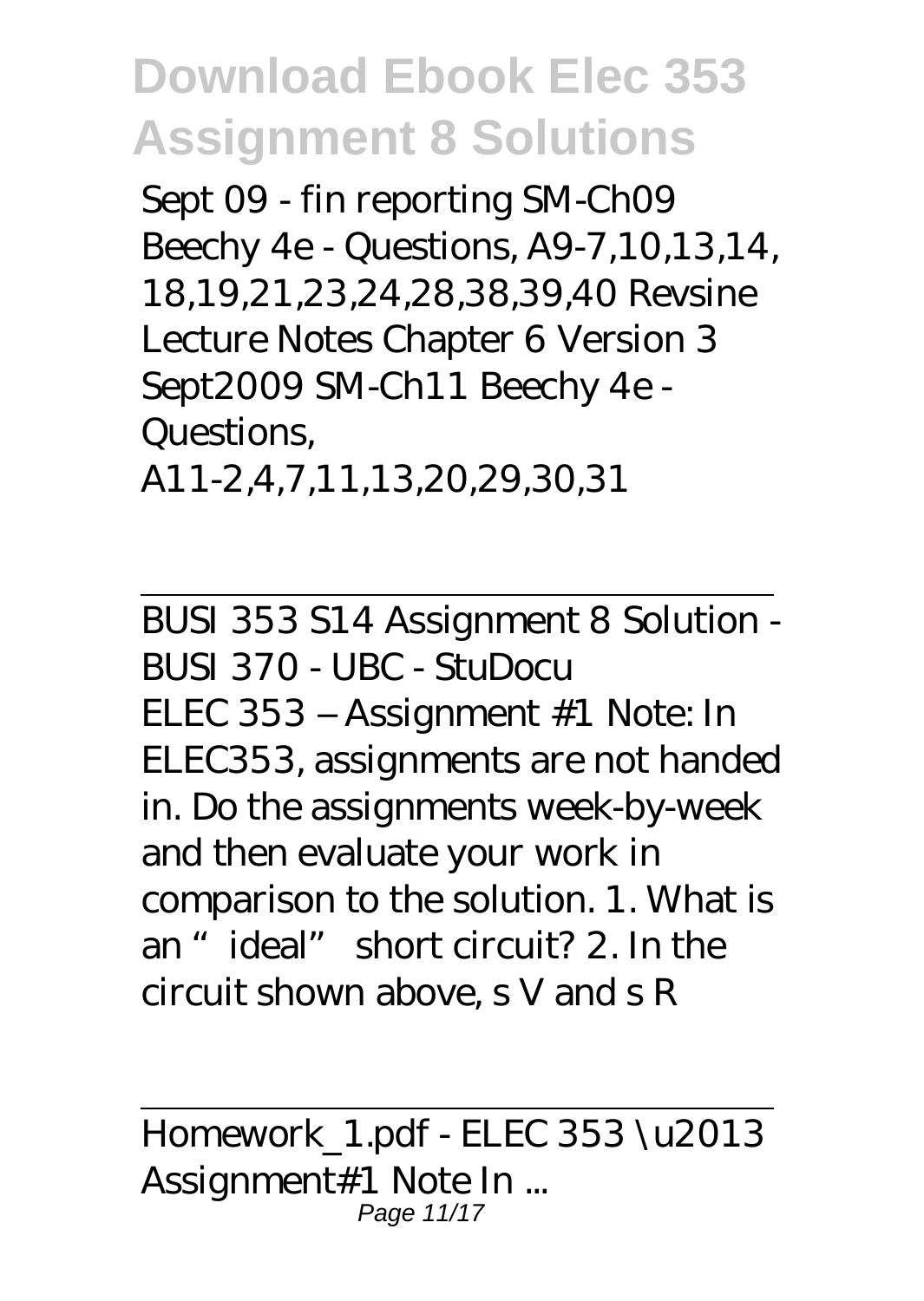Sept 09 - fin reporting SM-Ch09 Beechy 4e - Questions, A9-7,10,13,14, 18,19,21,23,24,28,38,39,40 Revsine Lecture Notes Chapter 6 Version 3 Sept2009 SM-Ch11 Beechy 4e - Questions, A11-2,4,7,11,13,20,29,30,31

---

BUSI 353 S14 Assignment 8 Solution - BUSI 370 - UBC - StuDocu

ELEC 353 – Assignment #1 Note: In ELEC353, assignments are not handed in. Do the assignments week-by-week and then evaluate your work in comparison to the solution. 1. What is an "ideal" short circuit? 2. In the circuit shown above, s V and s R

---

Homework_1.pdf - ELEC 353 \u2013 Assignment#1 Note In ...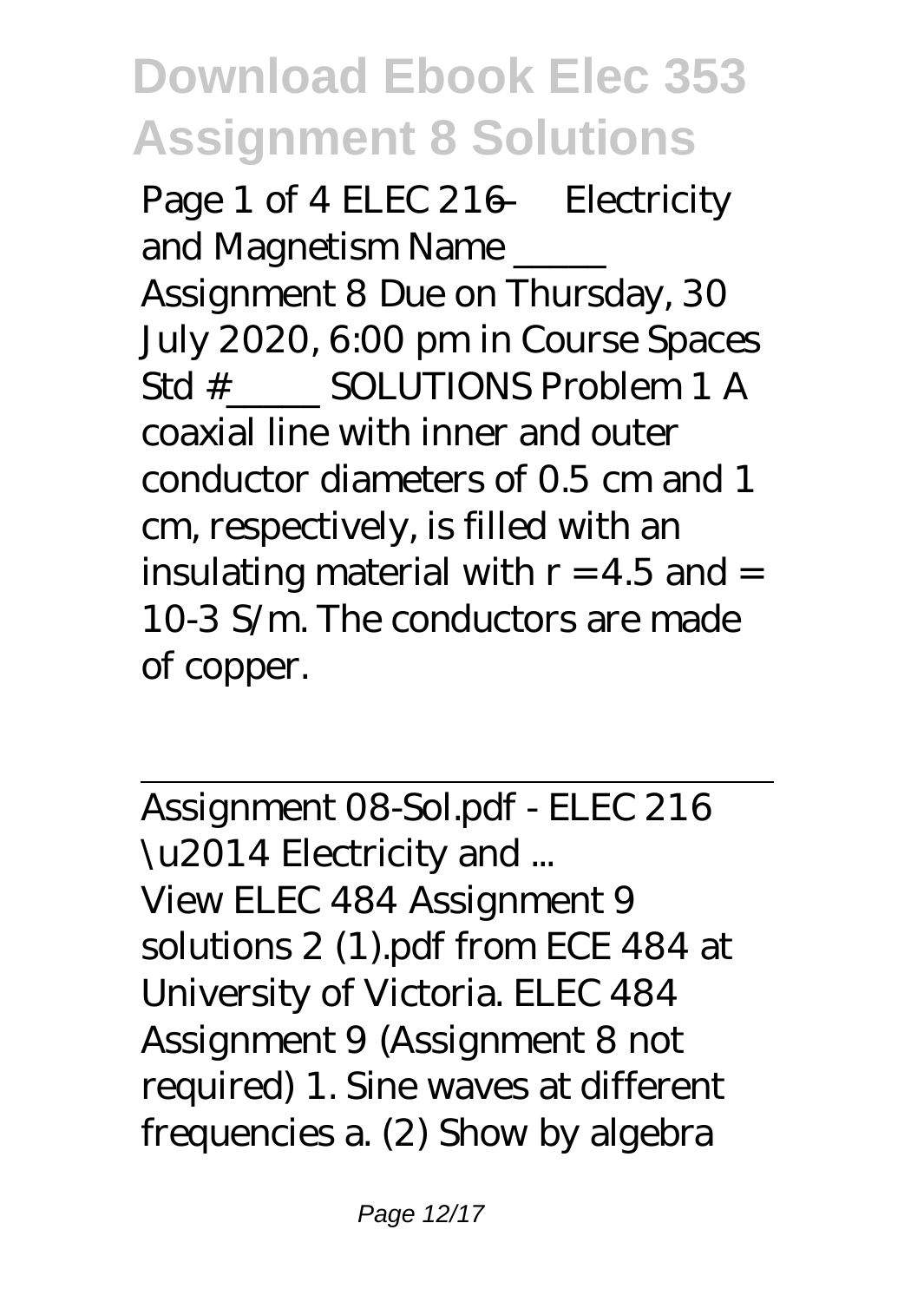Page 1 of 4 ELEC 216 — Electricity and Magnetism Name _____ Assignment 8 Due on Thursday, 30 July 2020, 6:00 pm in Course Spaces Std # _____ SOLUTIONS Problem 1 A coaxial line with inner and outer conductor diameters of 0.5 cm and 1 cm, respectively, is filled with an insulating material with r = 4.5 and = 10-3 S/m. The conductors are made of copper.

---

Assignment 08-Sol.pdf - ELEC 216 \u2014 Electricity and ...

View ELEC 484 Assignment 9 solutions 2 (1).pdf from ECE 484 at University of Victoria. ELEC 484 Assignment 9 (Assignment 8 not required) 1. Sine waves at different frequencies a. (2) Show by algebra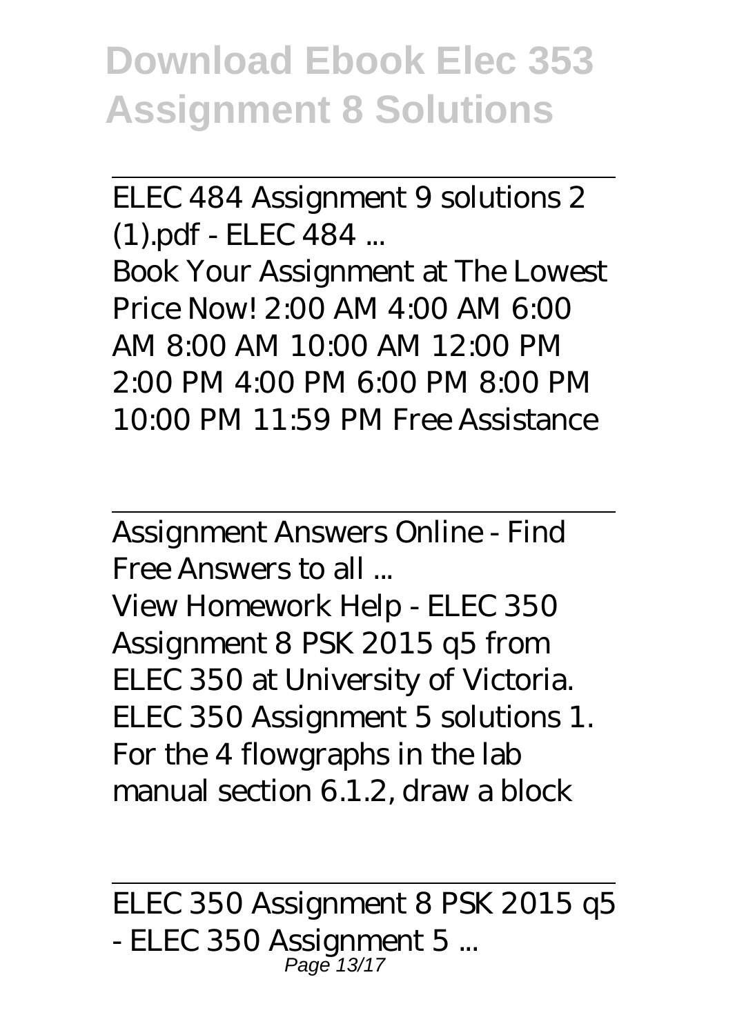ELEC 484 Assignment 9 solutions 2 (1).pdf - ELEC 484 ...

Book Your Assignment at The Lowest Price Now! 2:00 AM 4:00 AM 6:00 AM 8:00 AM 10:00 AM 12:00 PM 2:00 PM 4:00 PM 6:00 PM 8:00 PM 10:00 PM 11:59 PM Free Assistance

Assignment Answers Online - Find Free Answers to all ...

View Homework Help - ELEC 350 Assignment 8 PSK 2015 q5 from ELEC 350 at University of Victoria. ELEC 350 Assignment 5 solutions 1. For the 4 flowgraphs in the lab manual section 6.1.2, draw a block

ELEC 350 Assignment 8 PSK 2015 q5 - ELEC 350 Assignment 5 ...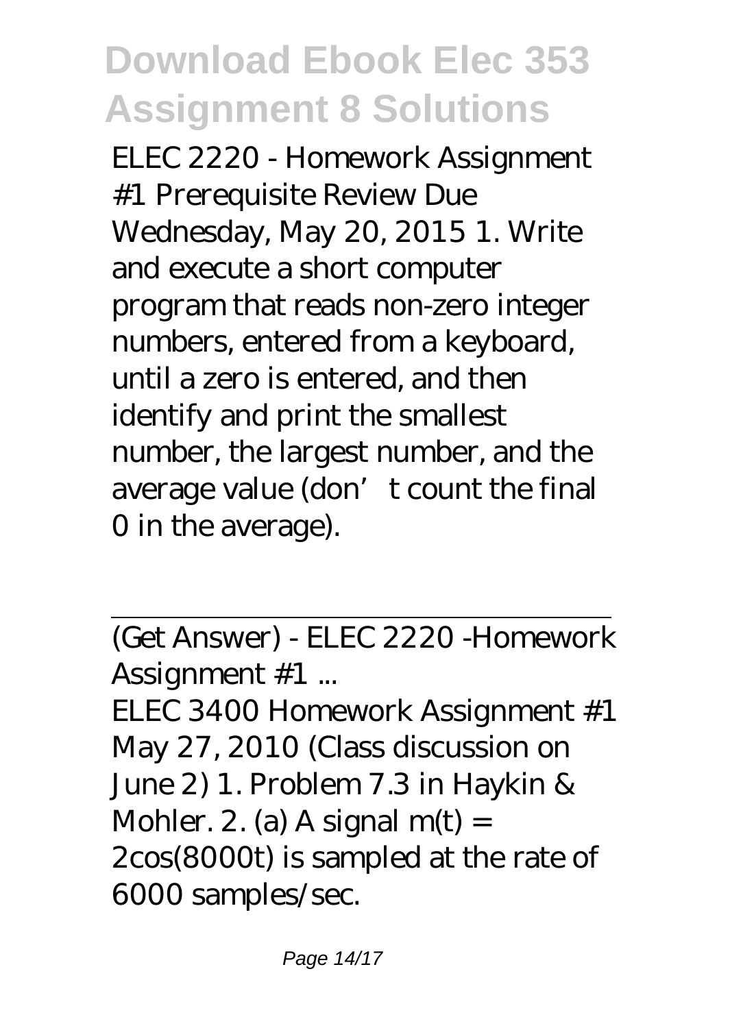ELEC 2220 - Homework Assignment #1 Prerequisite Review Due Wednesday, May 20, 2015 1. Write and execute a short computer program that reads non-zero integer numbers, entered from a keyboard, until a zero is entered, and then identify and print the smallest number, the largest number, and the average value (don't count the final 0 in the average).

---

(Get Answer) - ELEC 2220 -Homework Assignment #1 ...

ELEC 3400 Homework Assignment #1 May 27, 2010 (Class discussion on June 2) 1. Problem 7.3 in Haykin & Mohler. 2. (a) A signal $m(t) = 2\cos(8000t)$ is sampled at the rate of 6000 samples/sec.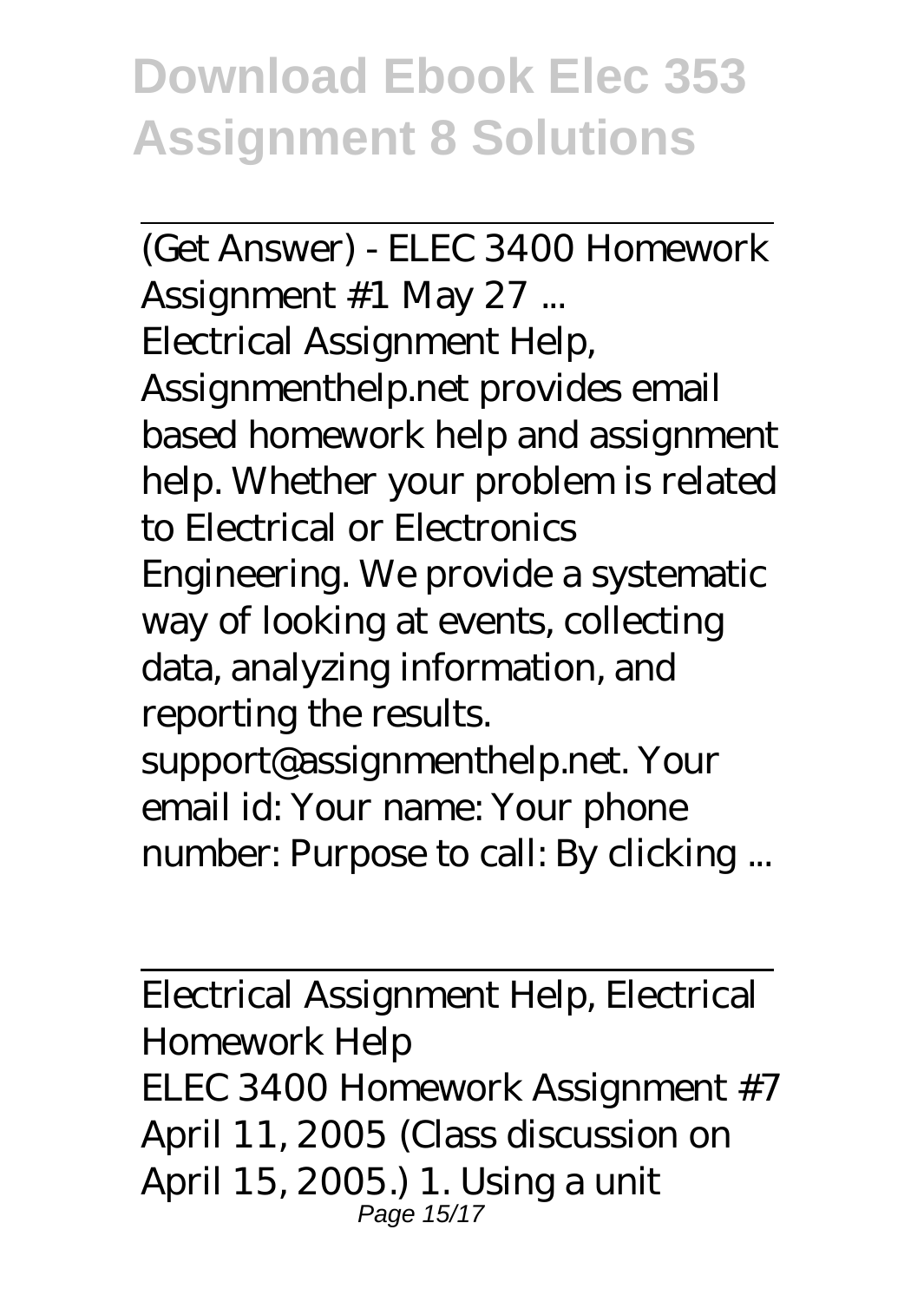(Get Answer) - ELEC 3400 Homework Assignment #1 May 27 ...

Electrical Assignment Help, Assignmenthelp.net provides email based homework help and assignment help. Whether your problem is related to Electrical or Electronics Engineering. We provide a systematic way of looking at events, collecting data, analyzing information, and reporting the results. support@assignmenthelp.net. Your email id: Your name: Your phone number: Purpose to call: By clicking ...

---

Electrical Assignment Help, Electrical Homework Help

ELEC 3400 Homework Assignment #7 April 11, 2005 (Class discussion on April 15, 2005.) 1. Using a unit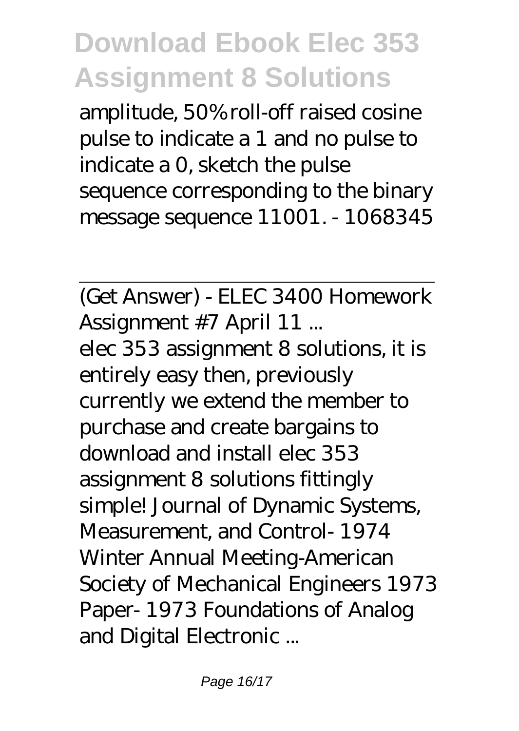amplitude, 50% roll-off raised cosine pulse to indicate a 1 and no pulse to indicate a 0, sketch the pulse sequence corresponding to the binary message sequence 11001. - 1068345

(Get Answer) - ELEC 3400 Homework Assignment #7 April 11 ...

elec 353 assignment 8 solutions, it is entirely easy then, previously currently we extend the member to purchase and create bargains to download and install elec 353 assignment 8 solutions fittingly simple! Journal of Dynamic Systems, Measurement, and Control- 1974 Winter Annual Meeting-American Society of Mechanical Engineers 1973 Paper- 1973 Foundations of Analog and Digital Electronic ...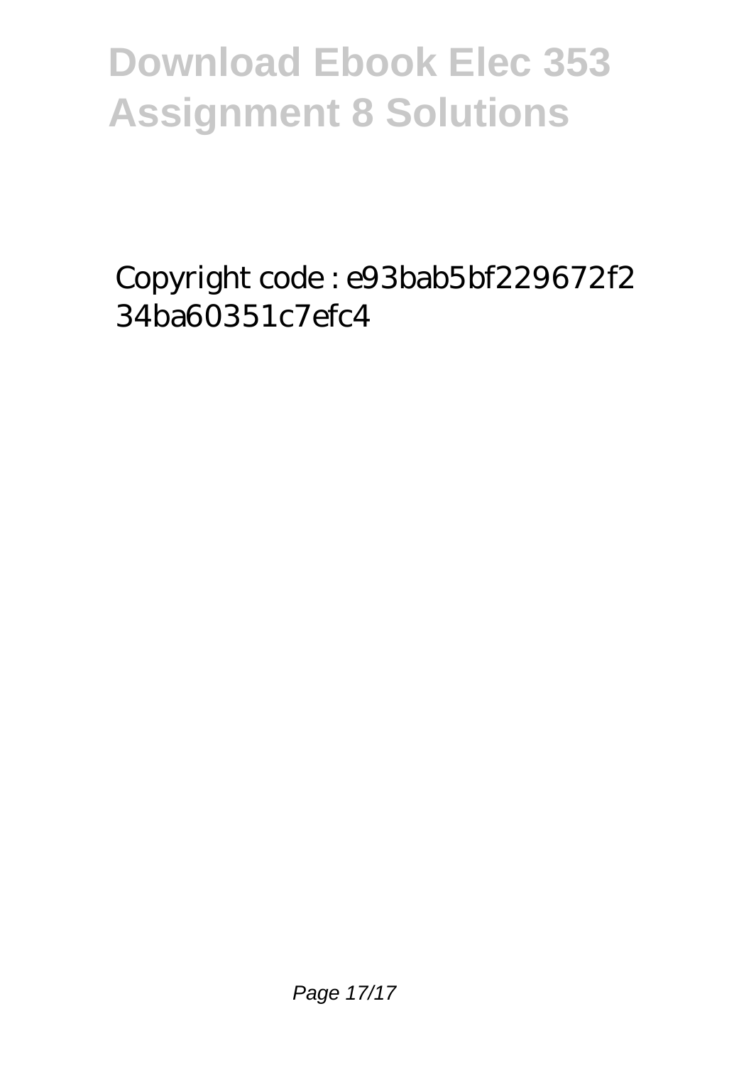Copyright code : e93bab5bf229672f234ba60351c7efc4